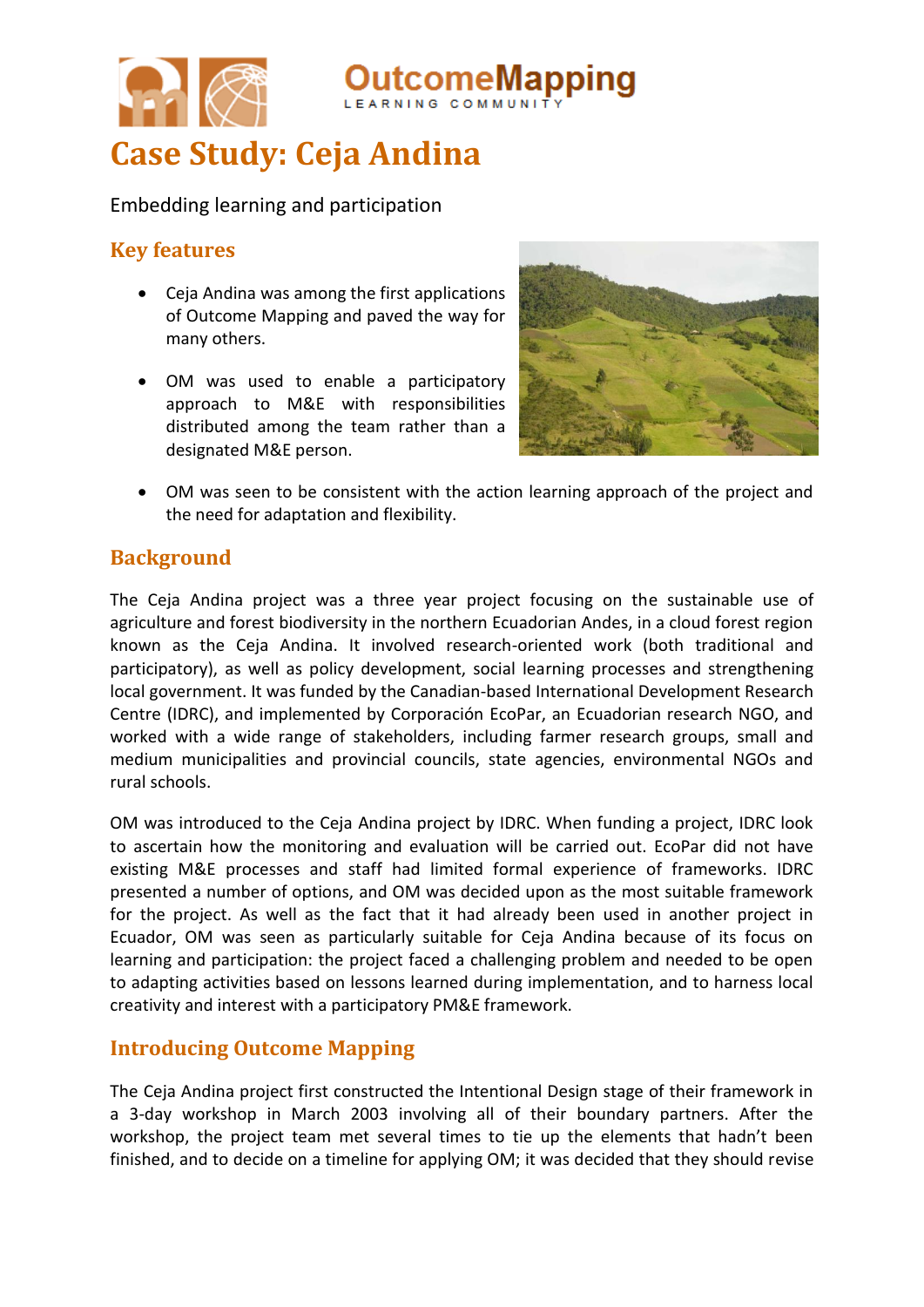# Case Study: Ceja Andina

Embedding learning and participation

## Key features

- Ceja Andina was among the first applications of Outcome Mapping and paved the way for many others.
- OM was used to enable a participatory approach to M&E with responsibilities distributed among the team rather than a designated M&E person.
- OM was seen to be consistent with the action learning approach of the project and the need for adaptation and flexibility.

## Background

The Ceja Andina project was a three year project focusing on the sustainable use of agriculture and forest biodiversity in the northern Ecuadorian Andes, in a cloud forest region known as the Ceja Andina. It involved research-oriented work (both traditional and participatory), as well as policy development, social learning processes and strengthening local government. It was funded by the Canadian-based International Development Research Centre (IDRC), and implemented by Corporación EcoPar, an Ecuadorian research NGO, and worked with a wide range of stakeholders, including farmer research groups, small and medium municipalities and provincial councils, state agencies, environmental NGOs and rural schools.

OM was introduced to the Ceja Andina project by IDRC. When funding a project, IDRC look to ascertain how the monitoring and evaluation will be carried out. EcoPar did not have existing M&E processes and staff had limited formal experience of frameworks. IDRC presented a number of options, and OM was decided upon as the most suitable framework for the project. As well as the fact that it had already been used in another project in Ecuador, OM was seen as particularly suitable for Ceja Andina because of its focus on learning and participation: the project faced a challenging problem and needed to be open to adapting activities based on lessons learned during implementation, and to harness local creativity and interest with a participatory PM&E framework.

## Introducing Outcome Mapping

The Ceja Andina project first constructed the Intentional Design stage of their framework in a 3-day workshop in March 2003 involving all of their boundary partners. After the workshop, the project team met several times to tie up the elements that hadn't been finished, and to decide on a timeline for applying OM; it was decided that they should revise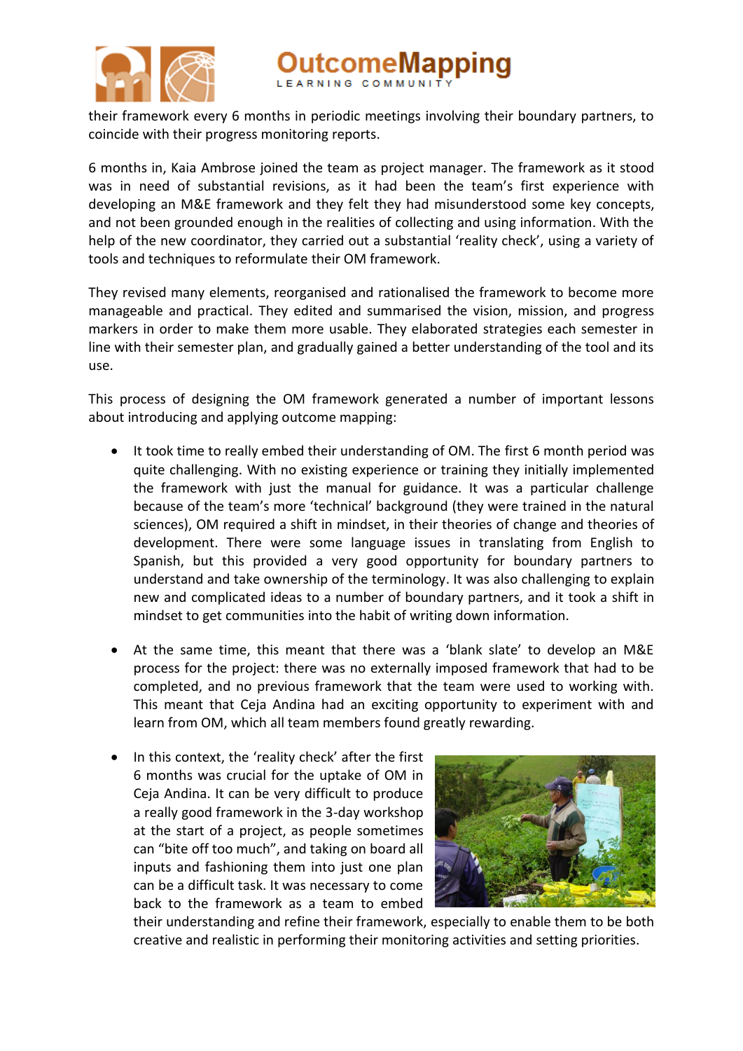their framework every 6 months in periodic meetings involving their boundary partners, to coincide with their progress monitoring reports.

6 months in, Kaia Ambrose joined the team as project manager. The framework as it stood was in need of substantial revisions, as it had been the team's first experience with developing an M&E framework and they felt they had misunderstood some key concepts, and not been grounded enough in the realities of collecting and using information. With the help of the new coordinator, they carried out a substantial 'reality check', using a variety of tools and techniques to reformulate their OM framework.

They revised many elements, reorganised and rationalised the framework to become more manageable and practical. They edited and summarised the vision, mission, and progress markers in order to make them more usable. They elaborated strategies each semester in line with their semester plan, and gradually gained a better understanding of the tool and its use.

This process of designing the OM framework generated a number of important lessons about introducing and applying outcome mapping:

- It took time to really embed their understanding of OM. The first 6 month period was quite challenging. With no existing experience or training they initially implemented the framework with just the manual for guidance. It was a particular challenge because of the team's more 'technical' background (they were trained in the natural sciences), OM required a shift in mindset, in their theories of change and theories of development. There were some language issues in translating from English to Spanish, but this provided a very good opportunity for boundary partners to understand and take ownership of the terminology. It was also challenging to explain new and complicated ideas to a number of boundary partners, and it took a shift in mindset to get communities into the habit of writing down information.

- At the same time, this meant that there was a 'blank slate' to develop an M&E process for the project: there was no externally imposed framework that had to be completed, and no previous framework that the team were used to working with. This meant that Ceja Andina had an exciting opportunity to experiment with and learn from OM, which all team members found greatly rewarding.

- In this context, the 'reality check' after the first 6 months was crucial for the uptake of OM in Ceja Andina. It can be very difficult to produce a really good framework in the 3-day workshop at the start of a project, as people sometimes can "bite off too much", and taking on board all inputs and fashioning them into just one plan can be a difficult task. It was necessary to come back to the framework as a team to embed their understanding and refine their framework, especially to enable them to be both creative and realistic in performing their monitoring activities and setting priorities.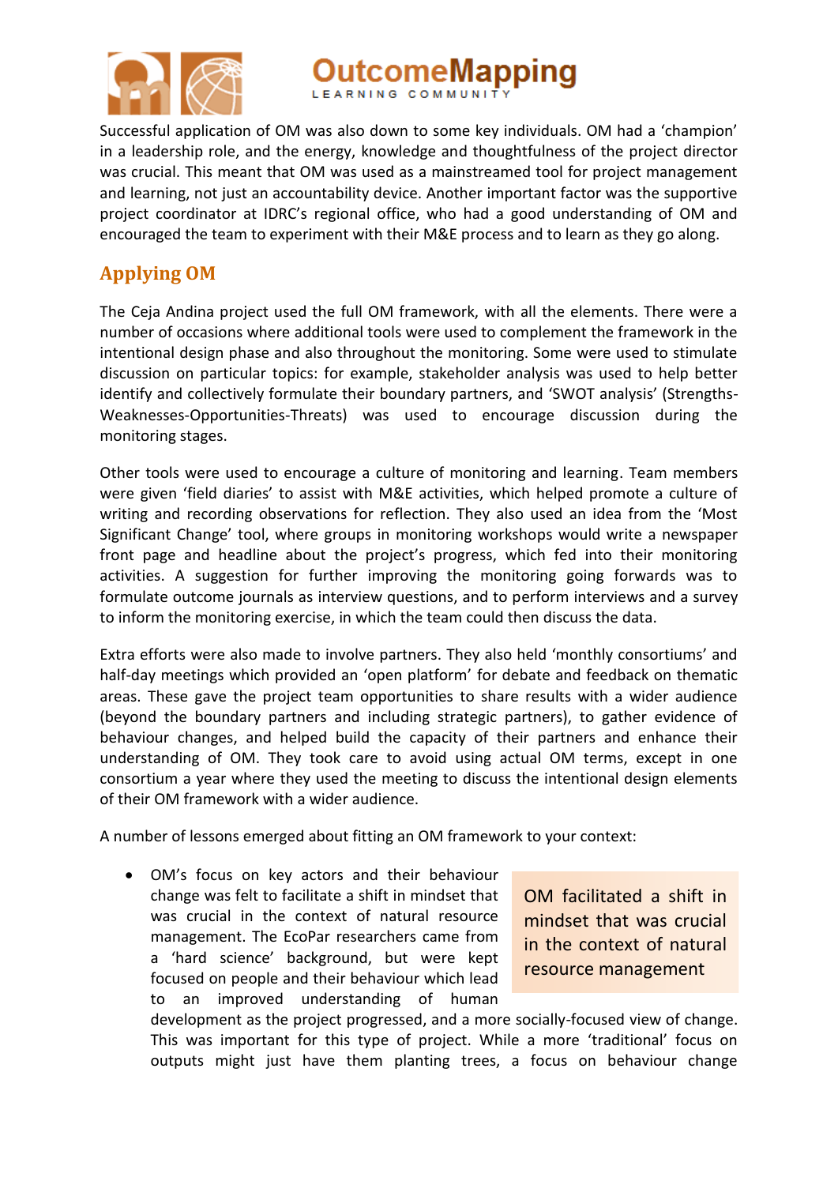Successful application of OM was also down to some key individuals. OM had a 'champion' in a leadership role, and the energy, knowledge and thoughtfulness of the project director was crucial. This meant that OM was used as a mainstreamed tool for project management and learning, not just an accountability device. Another important factor was the supportive project coordinator at IDRC's regional office, who had a good understanding of OM and encouraged the team to experiment with their M&E process and to learn as they go along.

## Applying OM

The Ceja Andina project used the full OM framework, with all the elements. There were a number of occasions where additional tools were used to complement the framework in the intentional design phase and also throughout the monitoring. Some were used to stimulate discussion on particular topics: for example, stakeholder analysis was used to help better identify and collectively formulate their boundary partners, and 'SWOT analysis' (Strengths-Weaknesses-Opportunities-Threats) was used to encourage discussion during the monitoring stages.

Other tools were used to encourage a culture of monitoring and learning. Team members were given 'field diaries' to assist with M&E activities, which helped promote a culture of writing and recording observations for reflection. They also used an idea from the 'Most Significant Change' tool, where groups in monitoring workshops would write a newspaper front page and headline about the project's progress, which fed into their monitoring activities. A suggestion for further improving the monitoring going forwards was to formulate outcome journals as interview questions, and to perform interviews and a survey to inform the monitoring exercise, in which the team could then discuss the data.

Extra efforts were also made to involve partners. They also held 'monthly consortiums' and half-day meetings which provided an 'open platform' for debate and feedback on thematic areas. These gave the project team opportunities to share results with a wider audience (beyond the boundary partners and including strategic partners), to gather evidence of behaviour changes, and helped build the capacity of their partners and enhance their understanding of OM. They took care to avoid using actual OM terms, except in one consortium a year where they used the meeting to discuss the intentional design elements of their OM framework with a wider audience.

A number of lessons emerged about fitting an OM framework to your context:

> OM facilitated a shift in mindset that was crucial in the context of natural resource management

- OM's focus on key actors and their behaviour change was felt to facilitate a shift in mindset that was crucial in the context of natural resource management. The EcoPar researchers came from a 'hard science' background, but were kept focused on people and their behaviour which lead to an improved understanding of human development as the project progressed, and a more socially-focused view of change. This was important for this type of project. While a more 'traditional' focus on outputs might just have them planting trees, a focus on behaviour change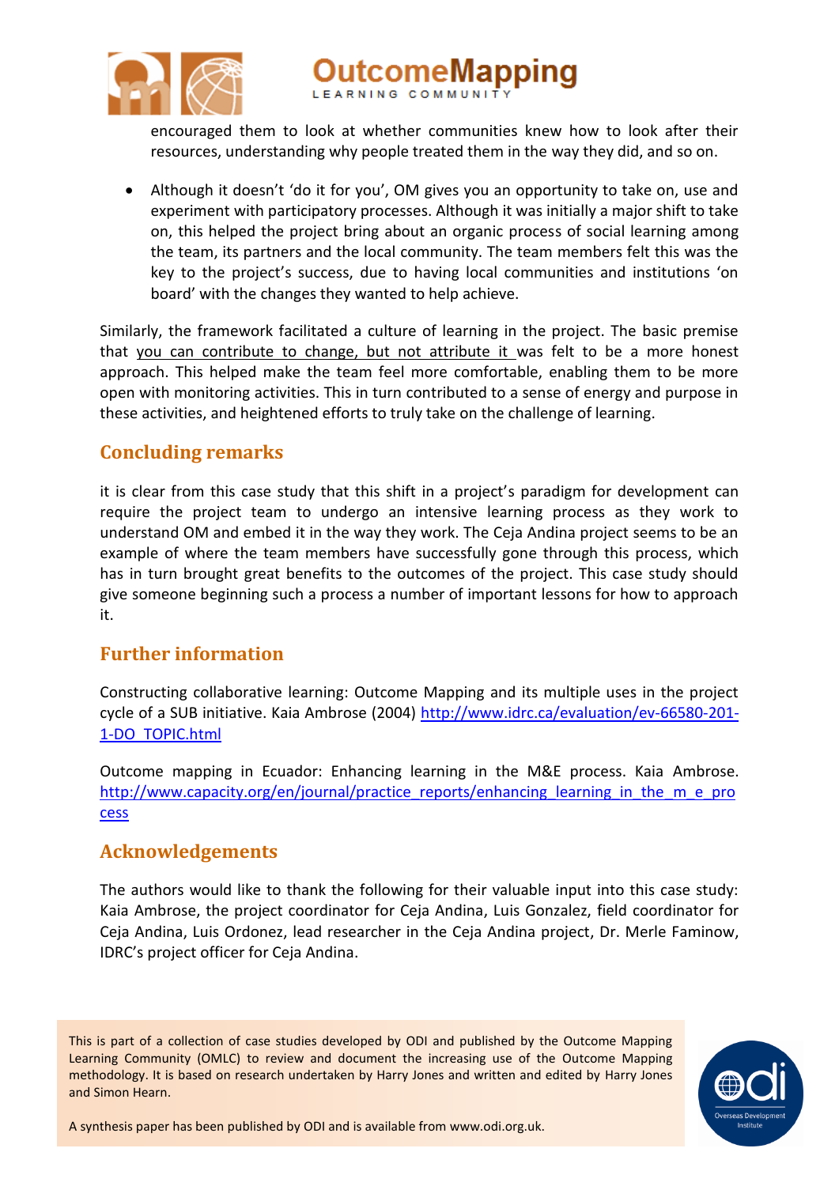encouraged them to look at whether communities knew how to look after their resources, understanding why people treated them in the way they did, and so on.

- Although it doesn't 'do it for you', OM gives you an opportunity to take on, use and experiment with participatory processes. Although it was initially a major shift to take on, this helped the project bring about an organic process of social learning among the team, its partners and the local community. The team members felt this was the key to the project's success, due to having local communities and institutions 'on board' with the changes they wanted to help achieve.

Similarly, the framework facilitated a culture of learning in the project. The basic premise that you can contribute to change, but not attribute it was felt to be a more honest approach. This helped make the team feel more comfortable, enabling them to be more open with monitoring activities. This in turn contributed to a sense of energy and purpose in these activities, and heightened efforts to truly take on the challenge of learning.

## Concluding remarks

it is clear from this case study that this shift in a project's paradigm for development can require the project team to undergo an intensive learning process as they work to understand OM and embed it in the way they work. The Ceja Andina project seems to be an example of where the team members have successfully gone through this process, which has in turn brought great benefits to the outcomes of the project. This case study should give someone beginning such a process a number of important lessons for how to approach it.

## Further information

Constructing collaborative learning: Outcome Mapping and its multiple uses in the project cycle of a SUB initiative. Kaia Ambrose (2004) http://www.idrc.ca/evaluation/ev-66580-201-1-DO_TOPIC.html

Outcome mapping in Ecuador: Enhancing learning in the M&E process. Kaia Ambrose. http://www.capacity.org/en/journal/practice_reports/enhancing_learning_in_the_m_e_process

## Acknowledgements

The authors would like to thank the following for their valuable input into this case study: Kaia Ambrose, the project coordinator for Ceja Andina, Luis Gonzalez, field coordinator for Ceja Andina, Luis Ordonez, lead researcher in the Ceja Andina project, Dr. Merle Faminow, IDRC's project officer for Ceja Andina.

This is part of a collection of case studies developed by ODI and published by the Outcome Mapping Learning Community (OMLC) to review and document the increasing use of the Outcome Mapping methodology. It is based on research undertaken by Harry Jones and written and edited by Harry Jones and Simon Hearn.

A synthesis paper has been published by ODI and is available from www.odi.org.uk.